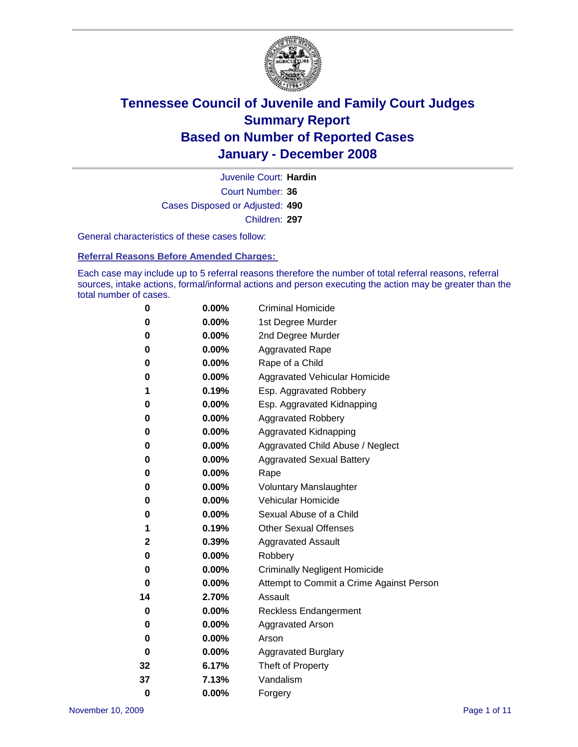# Tennessee Council of Juvenile and Family Court Judges
# Summary Report
# Based on Number of Reported Cases
# January - December 2008

Juvenile Court: **Hardin**

Court Number: **36**

Cases Disposed or Adjusted: **490**

Children: **297**

General characteristics of these cases follow:

## Referral Reasons Before Amended Charges:

Each case may include up to 5 referral reasons therefore the number of total referral reasons, referral sources, intake actions, formal/informal actions and person executing the action may be greater than the total number of cases.

| | | |
|---|---|---|
| 0 | 0.00% | Criminal Homicide |
| 0 | 0.00% | 1st Degree Murder |
| 0 | 0.00% | 2nd Degree Murder |
| 0 | 0.00% | Aggravated Rape |
| 0 | 0.00% | Rape of a Child |
| 0 | 0.00% | Aggravated Vehicular Homicide |
| 1 | 0.19% | Esp. Aggravated Robbery |
| 0 | 0.00% | Esp. Aggravated Kidnapping |
| 0 | 0.00% | Aggravated Robbery |
| 0 | 0.00% | Aggravated Kidnapping |
| 0 | 0.00% | Aggravated Child Abuse / Neglect |
| 0 | 0.00% | Aggravated Sexual Battery |
| 0 | 0.00% | Rape |
| 0 | 0.00% | Voluntary Manslaughter |
| 0 | 0.00% | Vehicular Homicide |
| 0 | 0.00% | Sexual Abuse of a Child |
| 1 | 0.19% | Other Sexual Offenses |
| 2 | 0.39% | Aggravated Assault |
| 0 | 0.00% | Robbery |
| 0 | 0.00% | Criminally Negligent Homicide |
| 0 | 0.00% | Attempt to Commit a Crime Against Person |
| 14 | 2.70% | Assault |
| 0 | 0.00% | Reckless Endangerment |
| 0 | 0.00% | Aggravated Arson |
| 0 | 0.00% | Arson |
| 0 | 0.00% | Aggravated Burglary |
| 32 | 6.17% | Theft of Property |
| 37 | 7.13% | Vandalism |
| 0 | 0.00% | Forgery |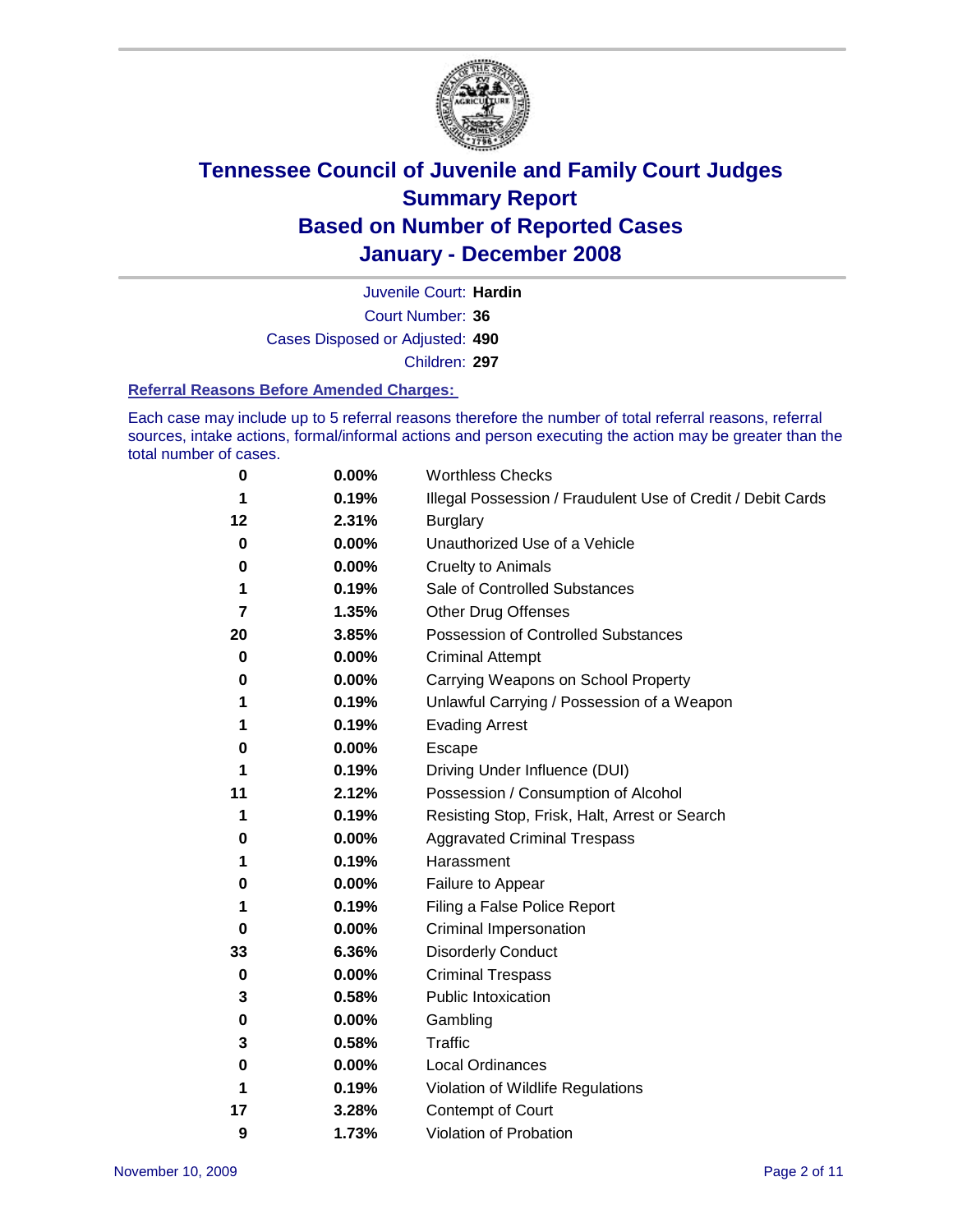# Tennessee Council of Juvenile and Family Court Judges
# Summary Report
# Based on Number of Reported Cases
# January - December 2008

Juvenile Court: **Hardin**
Court Number: **36**
Cases Disposed or Adjusted: **490**
Children: **297**

### Referral Reasons Before Amended Charges:

Each case may include up to 5 referral reasons therefore the number of total referral reasons, referral sources, intake actions, formal/informal actions and person executing the action may be greater than the total number of cases.

| | | |
|---|---|---|
| 0 | 0.00% | Worthless Checks |
| 1 | 0.19% | Illegal Possession / Fraudulent Use of Credit / Debit Cards |
| 12 | 2.31% | Burglary |
| 0 | 0.00% | Unauthorized Use of a Vehicle |
| 0 | 0.00% | Cruelty to Animals |
| 1 | 0.19% | Sale of Controlled Substances |
| 7 | 1.35% | Other Drug Offenses |
| 20 | 3.85% | Possession of Controlled Substances |
| 0 | 0.00% | Criminal Attempt |
| 0 | 0.00% | Carrying Weapons on School Property |
| 1 | 0.19% | Unlawful Carrying / Possession of a Weapon |
| 1 | 0.19% | Evading Arrest |
| 0 | 0.00% | Escape |
| 1 | 0.19% | Driving Under Influence (DUI) |
| 11 | 2.12% | Possession / Consumption of Alcohol |
| 1 | 0.19% | Resisting Stop, Frisk, Halt, Arrest or Search |
| 0 | 0.00% | Aggravated Criminal Trespass |
| 1 | 0.19% | Harassment |
| 0 | 0.00% | Failure to Appear |
| 1 | 0.19% | Filing a False Police Report |
| 0 | 0.00% | Criminal Impersonation |
| 33 | 6.36% | Disorderly Conduct |
| 0 | 0.00% | Criminal Trespass |
| 3 | 0.58% | Public Intoxication |
| 0 | 0.00% | Gambling |
| 3 | 0.58% | Traffic |
| 0 | 0.00% | Local Ordinances |
| 1 | 0.19% | Violation of Wildlife Regulations |
| 17 | 3.28% | Contempt of Court |
| 9 | 1.73% | Violation of Probation |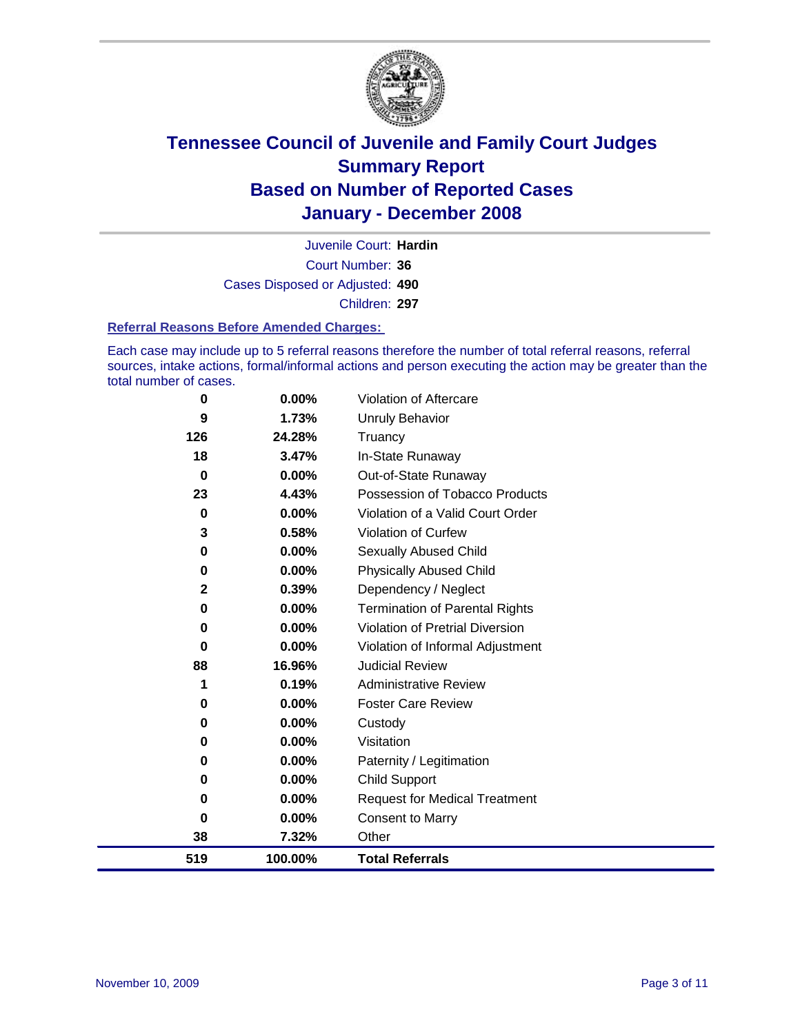# Tennessee Council of Juvenile and Family Court Judges
## Summary Report
## Based on Number of Reported Cases
## January - December 2008

Juvenile Court: **Hardin**

Court Number: **36**

Cases Disposed or Adjusted: **490**

Children: **297**

### Referral Reasons Before Amended Charges:

Each case may include up to 5 referral reasons therefore the number of total referral reasons, referral sources, intake actions, formal/informal actions and person executing the action may be greater than the total number of cases.

| Count | Percent | Referral Reason |
|---|---|---|
| 0 | 0.00% | Violation of Aftercare |
| 9 | 1.73% | Unruly Behavior |
| 126 | 24.28% | Truancy |
| 18 | 3.47% | In-State Runaway |
| 0 | 0.00% | Out-of-State Runaway |
| 23 | 4.43% | Possession of Tobacco Products |
| 0 | 0.00% | Violation of a Valid Court Order |
| 3 | 0.58% | Violation of Curfew |
| 0 | 0.00% | Sexually Abused Child |
| 0 | 0.00% | Physically Abused Child |
| 2 | 0.39% | Dependency / Neglect |
| 0 | 0.00% | Termination of Parental Rights |
| 0 | 0.00% | Violation of Pretrial Diversion |
| 0 | 0.00% | Violation of Informal Adjustment |
| 88 | 16.96% | Judicial Review |
| 1 | 0.19% | Administrative Review |
| 0 | 0.00% | Foster Care Review |
| 0 | 0.00% | Custody |
| 0 | 0.00% | Visitation |
| 0 | 0.00% | Paternity / Legitimation |
| 0 | 0.00% | Child Support |
| 0 | 0.00% | Request for Medical Treatment |
| 0 | 0.00% | Consent to Marry |
| 38 | 7.32% | Other |
| **519** | **100.00%** | **Total Referrals** |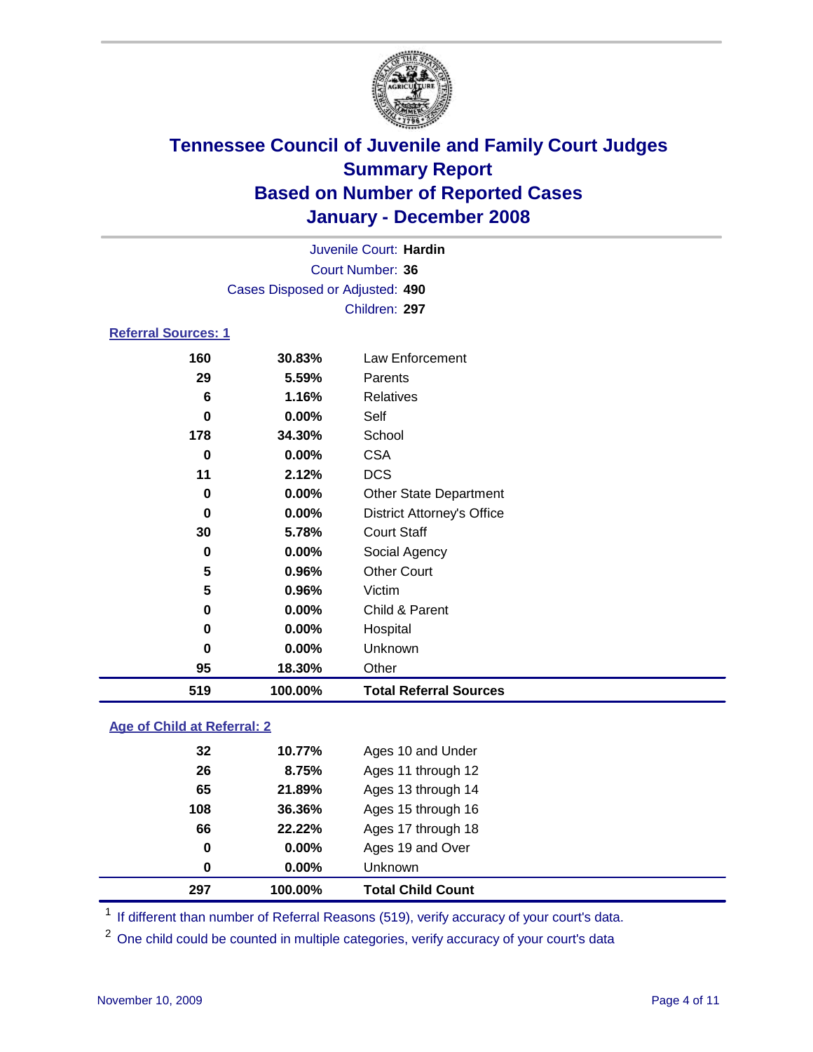# Tennessee Council of Juvenile and Family Court Judges
## Summary Report
## Based on Number of Reported Cases
## January - December 2008

Juvenile Court: **Hardin**
Court Number: **36**
Cases Disposed or Adjusted: **490**
Children: **297**

### Referral Sources: 1

| | | |
|---|---|---|
| 160 | 30.83% | Law Enforcement |
| 29 | 5.59% | Parents |
| 6 | 1.16% | Relatives |
| 0 | 0.00% | Self |
| 178 | 34.30% | School |
| 0 | 0.00% | CSA |
| 11 | 2.12% | DCS |
| 0 | 0.00% | Other State Department |
| 0 | 0.00% | District Attorney's Office |
| 30 | 5.78% | Court Staff |
| 0 | 0.00% | Social Agency |
| 5 | 0.96% | Other Court |
| 5 | 0.96% | Victim |
| 0 | 0.00% | Child & Parent |
| 0 | 0.00% | Hospital |
| 0 | 0.00% | Unknown |
| 95 | 18.30% | Other |
| **519** | **100.00%** | **Total Referral Sources** |

### Age of Child at Referral: 2

| | | |
|---|---|---|
| 32 | 10.77% | Ages 10 and Under |
| 26 | 8.75% | Ages 11 through 12 |
| 65 | 21.89% | Ages 13 through 14 |
| 108 | 36.36% | Ages 15 through 16 |
| 66 | 22.22% | Ages 17 through 18 |
| 0 | 0.00% | Ages 19 and Over |
| 0 | 0.00% | Unknown |
| **297** | **100.00%** | **Total Child Count** |

[1] If different than number of Referral Reasons (519), verify accuracy of your court's data.

[2] One child could be counted in multiple categories, verify accuracy of your court's data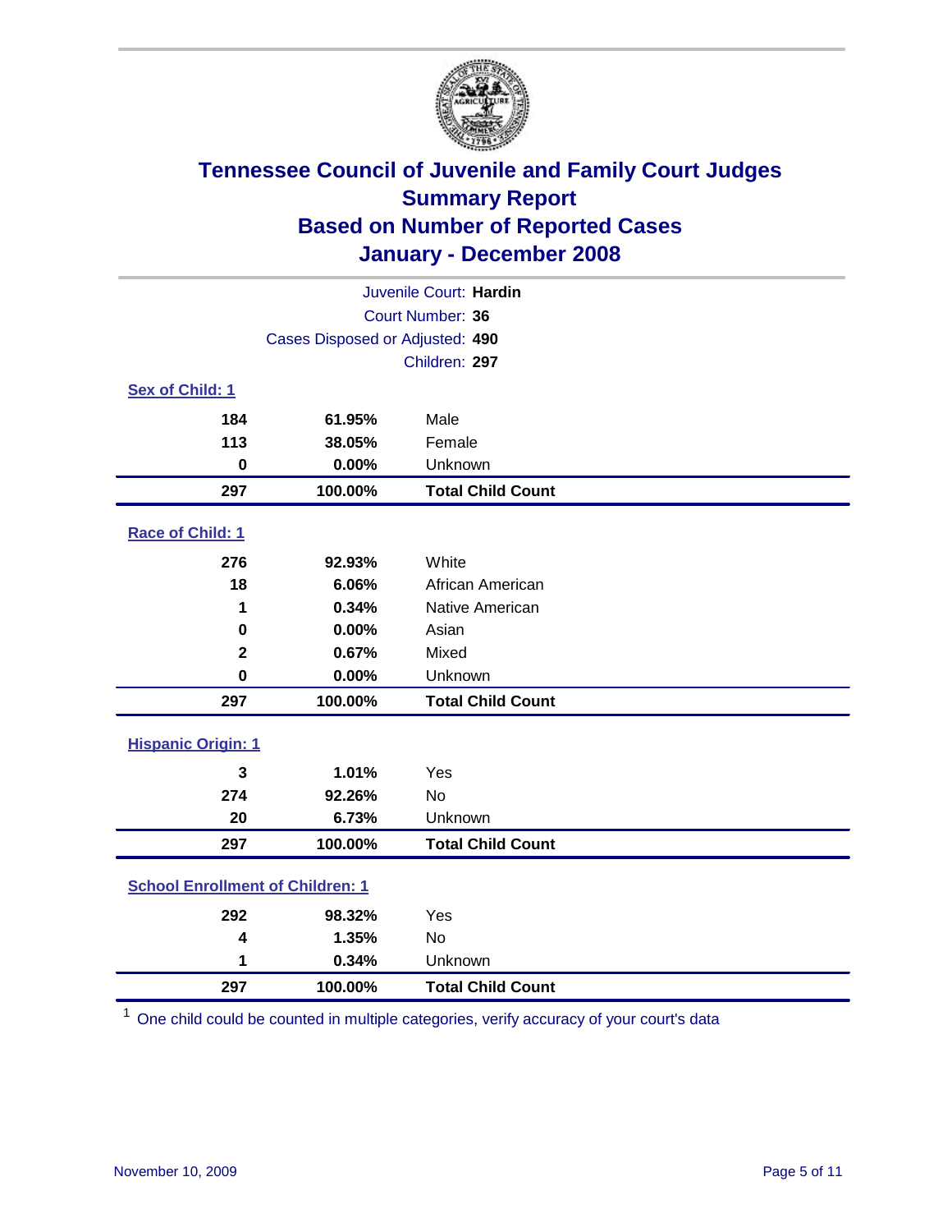# Tennessee Council of Juvenile and Family Court Judges
## Summary Report
## Based on Number of Reported Cases
## January - December 2008

Juvenile Court: **Hardin**
Court Number: **36**
Cases Disposed or Adjusted: **490**
Children: **297**

### Sex of Child: 1

| Count | Percent | Category |
|---|---|---|
| 184 | 61.95% | Male |
| 113 | 38.05% | Female |
| 0 | 0.00% | Unknown |
| **297** | **100.00%** | **Total Child Count** |

### Race of Child: 1

| Count | Percent | Category |
|---|---|---|
| 276 | 92.93% | White |
| 18 | 6.06% | African American |
| 1 | 0.34% | Native American |
| 0 | 0.00% | Asian |
| 2 | 0.67% | Mixed |
| 0 | 0.00% | Unknown |
| **297** | **100.00%** | **Total Child Count** |

### Hispanic Origin: 1

| Count | Percent | Category |
|---|---|---|
| 3 | 1.01% | Yes |
| 274 | 92.26% | No |
| 20 | 6.73% | Unknown |
| **297** | **100.00%** | **Total Child Count** |

### School Enrollment of Children: 1

| Count | Percent | Category |
|---|---|---|
| 292 | 98.32% | Yes |
| 4 | 1.35% | No |
| 1 | 0.34% | Unknown |
| **297** | **100.00%** | **Total Child Count** |

[1] One child could be counted in multiple categories, verify accuracy of your court's data

November 10, 2009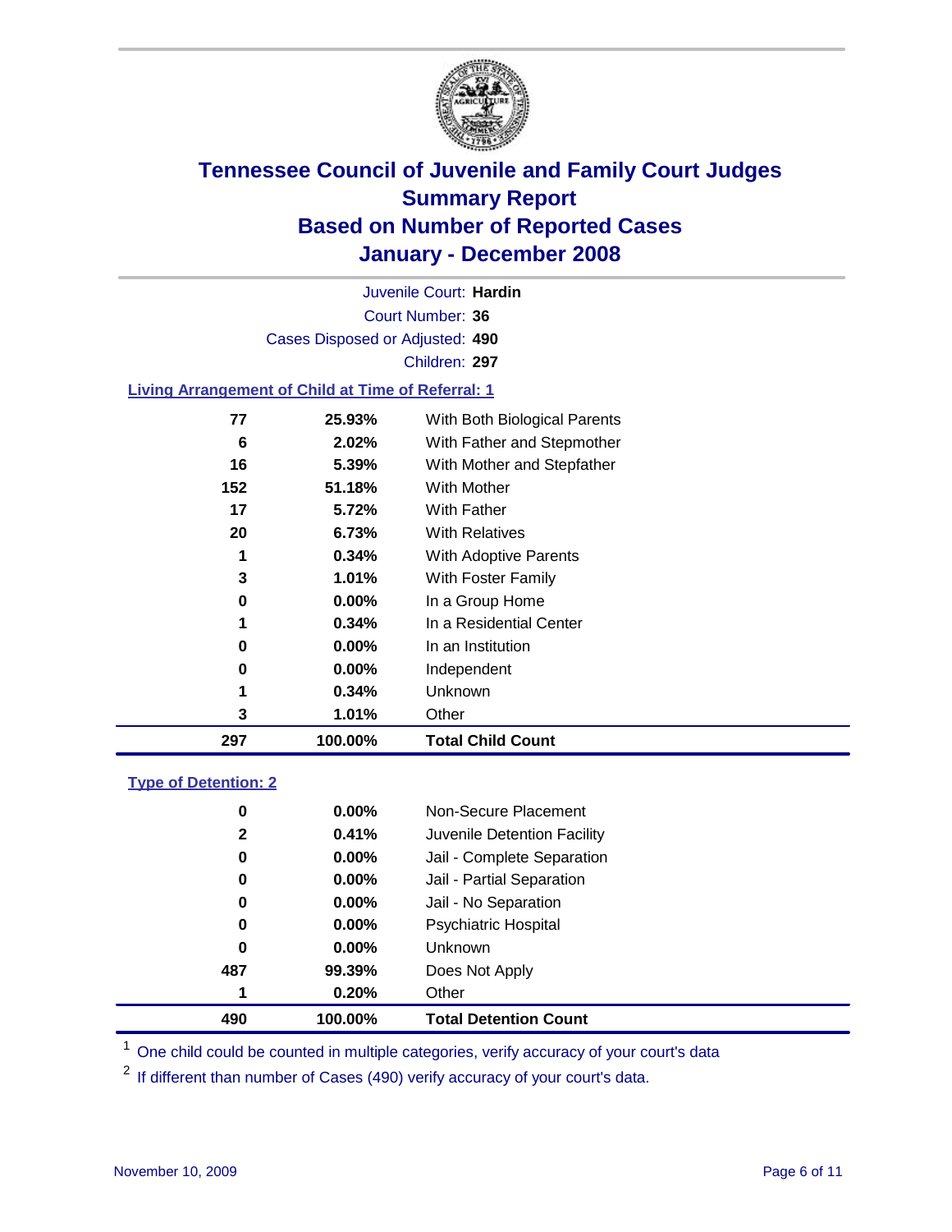# Tennessee Council of Juvenile and Family Court Judges
## Summary Report
## Based on Number of Reported Cases
## January - December 2008

Juvenile Court: **Hardin**

Court Number: **36**

Cases Disposed or Adjusted: **490**

Children: **297**

### Living Arrangement of Child at Time of Referral: 1

| Count | Percent | Category |
|---|---|---|
| 77 | 25.93% | With Both Biological Parents |
| 6 | 2.02% | With Father and Stepmother |
| 16 | 5.39% | With Mother and Stepfather |
| 152 | 51.18% | With Mother |
| 17 | 5.72% | With Father |
| 20 | 6.73% | With Relatives |
| 1 | 0.34% | With Adoptive Parents |
| 3 | 1.01% | With Foster Family |
| 0 | 0.00% | In a Group Home |
| 1 | 0.34% | In a Residential Center |
| 0 | 0.00% | In an Institution |
| 0 | 0.00% | Independent |
| 1 | 0.34% | Unknown |
| 3 | 1.01% | Other |
| **297** | **100.00%** | **Total Child Count** |

### Type of Detention: 2

| Count | Percent | Category |
|---|---|---|
| 0 | 0.00% | Non-Secure Placement |
| 2 | 0.41% | Juvenile Detention Facility |
| 0 | 0.00% | Jail - Complete Separation |
| 0 | 0.00% | Jail - Partial Separation |
| 0 | 0.00% | Jail - No Separation |
| 0 | 0.00% | Psychiatric Hospital |
| 0 | 0.00% | Unknown |
| 487 | 99.39% | Does Not Apply |
| 1 | 0.20% | Other |
| **490** | **100.00%** | **Total Detention Count** |

[1] One child could be counted in multiple categories, verify accuracy of your court's data

[2] If different than number of Cases (490) verify accuracy of your court's data.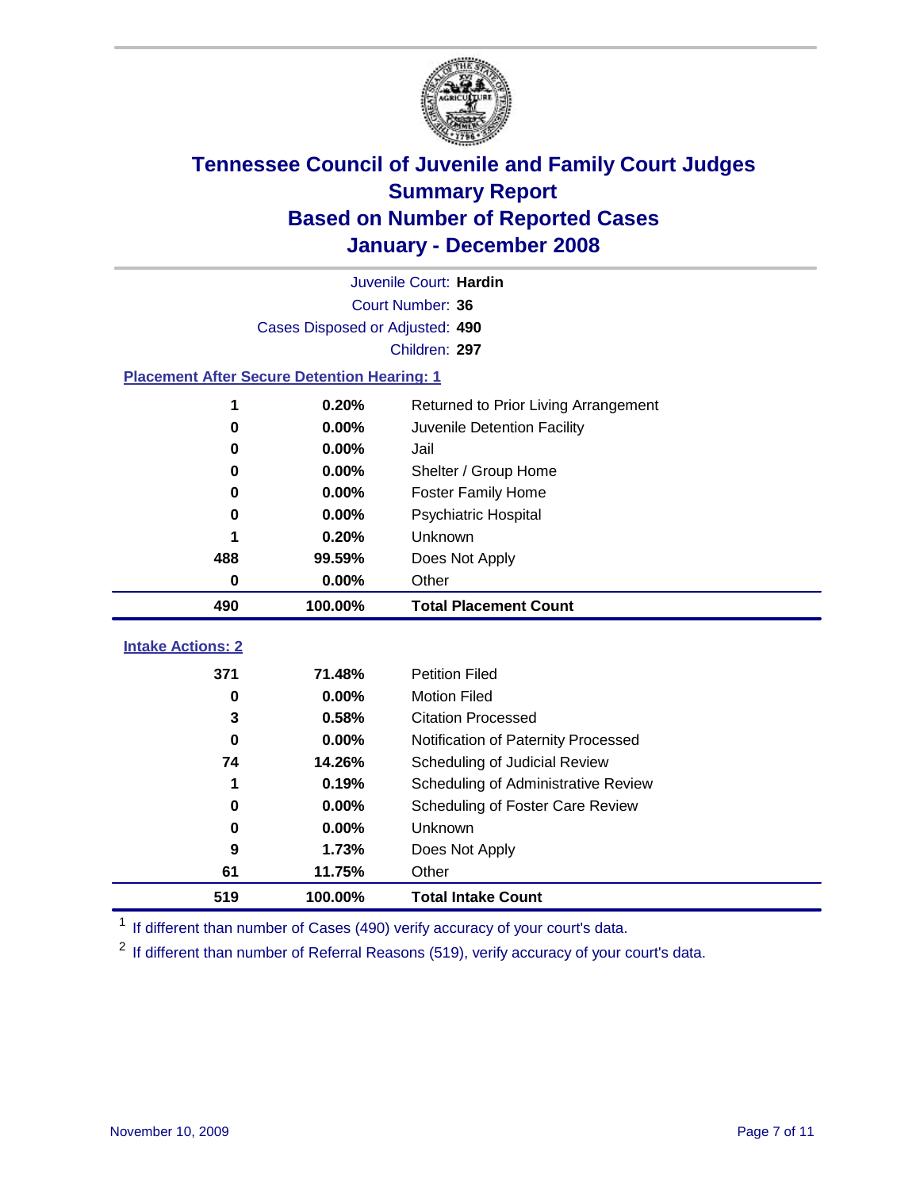# Tennessee Council of Juvenile and Family Court Judges
## Summary Report
## Based on Number of Reported Cases
## January - December 2008

Juvenile Court: **Hardin**
Court Number: **36**
Cases Disposed or Adjusted: **490**
Children: **297**

### Placement After Secure Detention Hearing: 1

| Count | Percent | Placement |
|---|---|---|
| 1 | 0.20% | Returned to Prior Living Arrangement |
| 0 | 0.00% | Juvenile Detention Facility |
| 0 | 0.00% | Jail |
| 0 | 0.00% | Shelter / Group Home |
| 0 | 0.00% | Foster Family Home |
| 0 | 0.00% | Psychiatric Hospital |
| 1 | 0.20% | Unknown |
| 488 | 99.59% | Does Not Apply |
| 0 | 0.00% | Other |
| **490** | **100.00%** | **Total Placement Count** |

### Intake Actions: 2

| Count | Percent | Intake Action |
|---|---|---|
| 371 | 71.48% | Petition Filed |
| 0 | 0.00% | Motion Filed |
| 3 | 0.58% | Citation Processed |
| 0 | 0.00% | Notification of Paternity Processed |
| 74 | 14.26% | Scheduling of Judicial Review |
| 1 | 0.19% | Scheduling of Administrative Review |
| 0 | 0.00% | Scheduling of Foster Care Review |
| 0 | 0.00% | Unknown |
| 9 | 1.73% | Does Not Apply |
| 61 | 11.75% | Other |
| **519** | **100.00%** | **Total Intake Count** |

[1] If different than number of Cases (490) verify accuracy of your court's data.

[2] If different than number of Referral Reasons (519), verify accuracy of your court's data.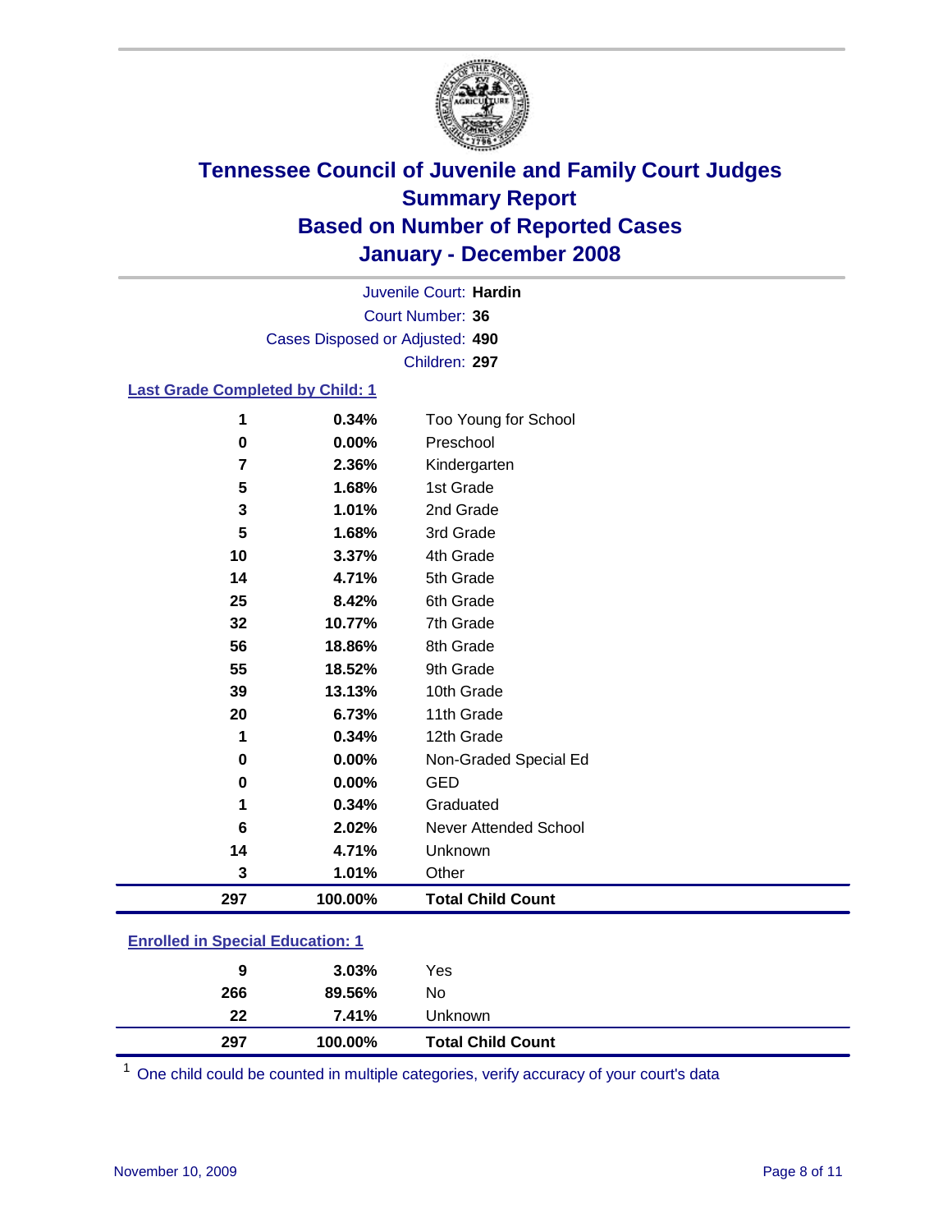# Tennessee Council of Juvenile and Family Court Judges
## Summary Report
## Based on Number of Reported Cases
## January - December 2008

Juvenile Court: **Hardin**
Court Number: **36**
Cases Disposed or Adjusted: **490**
Children: **297**

### Last Grade Completed by Child: 1

| Count | Percent | Category |
|---|---|---|
| 1 | 0.34% | Too Young for School |
| 0 | 0.00% | Preschool |
| 7 | 2.36% | Kindergarten |
| 5 | 1.68% | 1st Grade |
| 3 | 1.01% | 2nd Grade |
| 5 | 1.68% | 3rd Grade |
| 10 | 3.37% | 4th Grade |
| 14 | 4.71% | 5th Grade |
| 25 | 8.42% | 6th Grade |
| 32 | 10.77% | 7th Grade |
| 56 | 18.86% | 8th Grade |
| 55 | 18.52% | 9th Grade |
| 39 | 13.13% | 10th Grade |
| 20 | 6.73% | 11th Grade |
| 1 | 0.34% | 12th Grade |
| 0 | 0.00% | Non-Graded Special Ed |
| 0 | 0.00% | GED |
| 1 | 0.34% | Graduated |
| 6 | 2.02% | Never Attended School |
| 14 | 4.71% | Unknown |
| 3 | 1.01% | Other |
| **297** | **100.00%** | **Total Child Count** |

### Enrolled in Special Education: 1

| Count | Percent | Category |
|---|---|---|
| 9 | 3.03% | Yes |
| 266 | 89.56% | No |
| 22 | 7.41% | Unknown |
| **297** | **100.00%** | **Total Child Count** |

[1] One child could be counted in multiple categories, verify accuracy of your court's data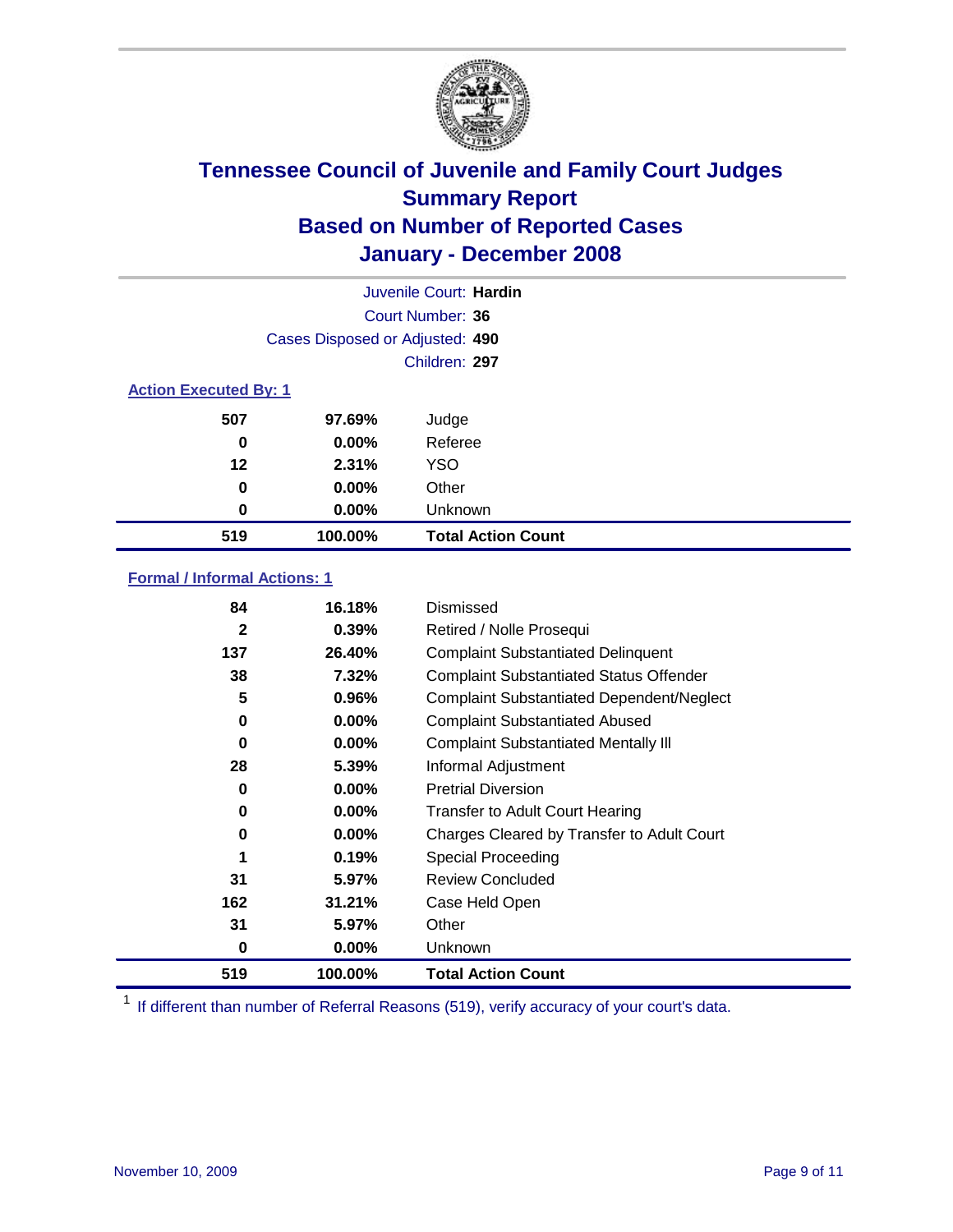# Tennessee Council of Juvenile and Family Court Judges
## Summary Report
## Based on Number of Reported Cases
## January - December 2008

Juvenile Court: **Hardin**
Court Number: **36**
Cases Disposed or Adjusted: **490**
Children: **297**

### Action Executed By: 1

| | | |
|---|---|---|
| 507 | 97.69% | Judge |
| 0 | 0.00% | Referee |
| 12 | 2.31% | YSO |
| 0 | 0.00% | Other |
| 0 | 0.00% | Unknown |
| **519** | **100.00%** | **Total Action Count** |

### Formal / Informal Actions: 1

| | | |
|---|---|---|
| 84 | 16.18% | Dismissed |
| 2 | 0.39% | Retired / Nolle Prosequi |
| 137 | 26.40% | Complaint Substantiated Delinquent |
| 38 | 7.32% | Complaint Substantiated Status Offender |
| 5 | 0.96% | Complaint Substantiated Dependent/Neglect |
| 0 | 0.00% | Complaint Substantiated Abused |
| 0 | 0.00% | Complaint Substantiated Mentally Ill |
| 28 | 5.39% | Informal Adjustment |
| 0 | 0.00% | Pretrial Diversion |
| 0 | 0.00% | Transfer to Adult Court Hearing |
| 0 | 0.00% | Charges Cleared by Transfer to Adult Court |
| 1 | 0.19% | Special Proceeding |
| 31 | 5.97% | Review Concluded |
| 162 | 31.21% | Case Held Open |
| 31 | 5.97% | Other |
| 0 | 0.00% | Unknown |
| **519** | **100.00%** | **Total Action Count** |

[1] If different than number of Referral Reasons (519), verify accuracy of your court's data.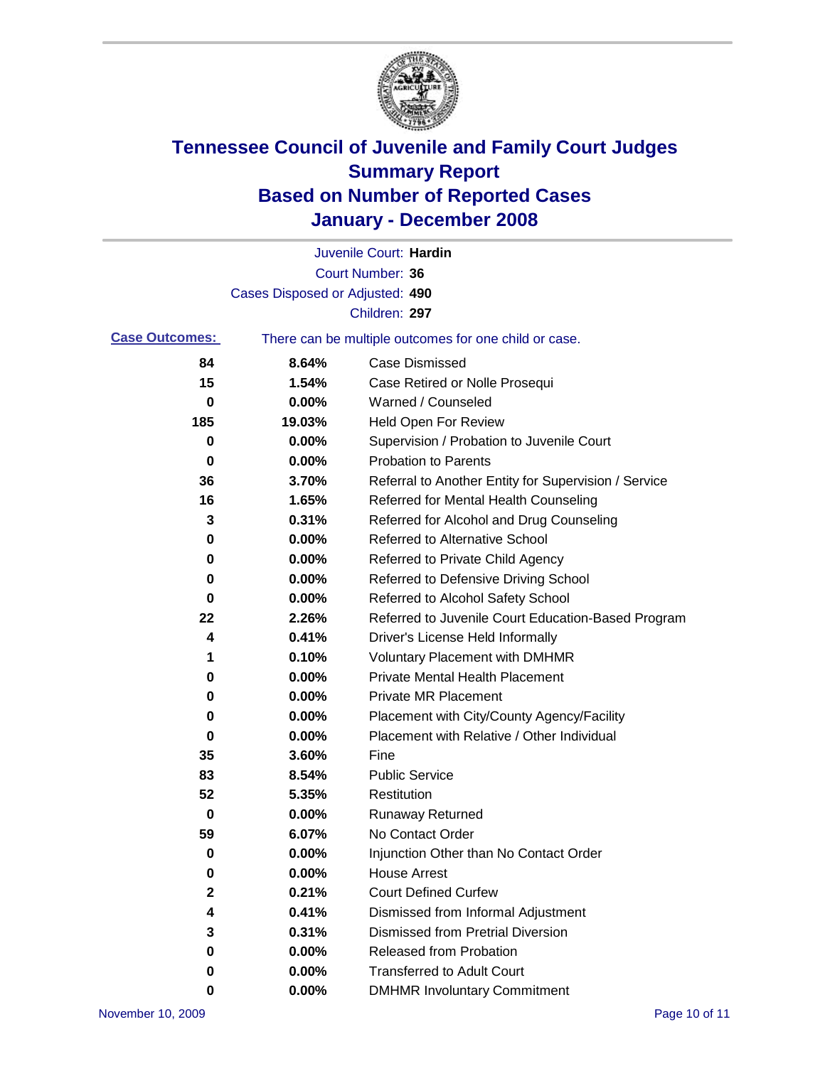# Tennessee Council of Juvenile and Family Court Judges
## Summary Report
## Based on Number of Reported Cases
## January - December 2008

Juvenile Court: **Hardin**

Court Number: **36**

Cases Disposed or Adjusted: **490**

Children: **297**

**Case Outcomes:** There can be multiple outcomes for one child or case.

| Count | Percent | Outcome |
|---|---|---|
| 84 | 8.64% | Case Dismissed |
| 15 | 1.54% | Case Retired or Nolle Prosequi |
| 0 | 0.00% | Warned / Counseled |
| 185 | 19.03% | Held Open For Review |
| 0 | 0.00% | Supervision / Probation to Juvenile Court |
| 0 | 0.00% | Probation to Parents |
| 36 | 3.70% | Referral to Another Entity for Supervision / Service |
| 16 | 1.65% | Referred for Mental Health Counseling |
| 3 | 0.31% | Referred for Alcohol and Drug Counseling |
| 0 | 0.00% | Referred to Alternative School |
| 0 | 0.00% | Referred to Private Child Agency |
| 0 | 0.00% | Referred to Defensive Driving School |
| 0 | 0.00% | Referred to Alcohol Safety School |
| 22 | 2.26% | Referred to Juvenile Court Education-Based Program |
| 4 | 0.41% | Driver's License Held Informally |
| 1 | 0.10% | Voluntary Placement with DMHMR |
| 0 | 0.00% | Private Mental Health Placement |
| 0 | 0.00% | Private MR Placement |
| 0 | 0.00% | Placement with City/County Agency/Facility |
| 0 | 0.00% | Placement with Relative / Other Individual |
| 35 | 3.60% | Fine |
| 83 | 8.54% | Public Service |
| 52 | 5.35% | Restitution |
| 0 | 0.00% | Runaway Returned |
| 59 | 6.07% | No Contact Order |
| 0 | 0.00% | Injunction Other than No Contact Order |
| 0 | 0.00% | House Arrest |
| 2 | 0.21% | Court Defined Curfew |
| 4 | 0.41% | Dismissed from Informal Adjustment |
| 3 | 0.31% | Dismissed from Pretrial Diversion |
| 0 | 0.00% | Released from Probation |
| 0 | 0.00% | Transferred to Adult Court |
| 0 | 0.00% | DMHMR Involuntary Commitment |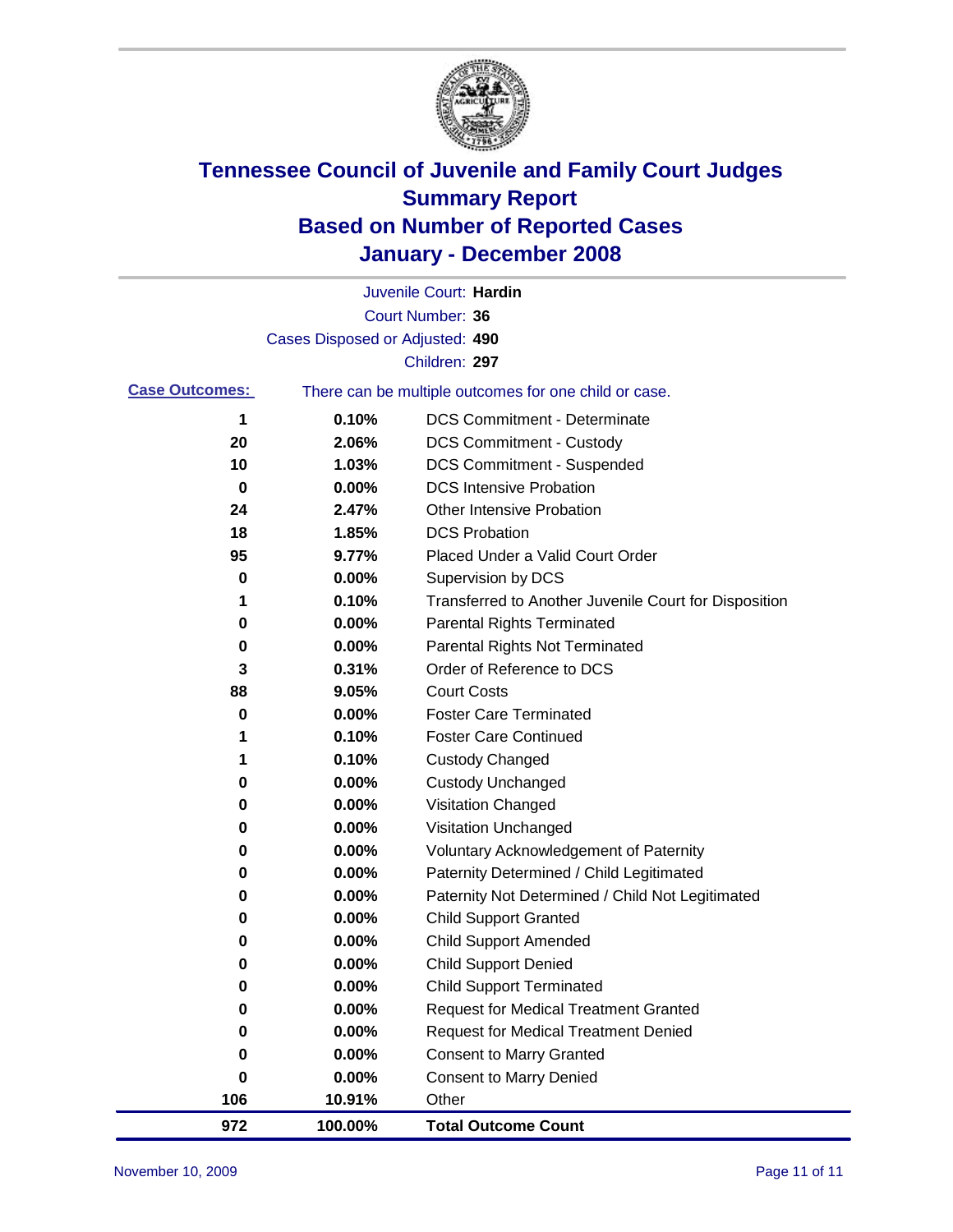# Tennessee Council of Juvenile and Family Court Judges
## Summary Report
## Based on Number of Reported Cases
## January - December 2008

Juvenile Court: **Hardin**

Court Number: **36**

Cases Disposed or Adjusted: **490**

Children: **297**

**Case Outcomes:** There can be multiple outcomes for one child or case.

| | | |
|---|---|---|
| 1 | 0.10% | DCS Commitment - Determinate |
| 20 | 2.06% | DCS Commitment - Custody |
| 10 | 1.03% | DCS Commitment - Suspended |
| 0 | 0.00% | DCS Intensive Probation |
| 24 | 2.47% | Other Intensive Probation |
| 18 | 1.85% | DCS Probation |
| 95 | 9.77% | Placed Under a Valid Court Order |
| 0 | 0.00% | Supervision by DCS |
| 1 | 0.10% | Transferred to Another Juvenile Court for Disposition |
| 0 | 0.00% | Parental Rights Terminated |
| 0 | 0.00% | Parental Rights Not Terminated |
| 3 | 0.31% | Order of Reference to DCS |
| 88 | 9.05% | Court Costs |
| 0 | 0.00% | Foster Care Terminated |
| 1 | 0.10% | Foster Care Continued |
| 1 | 0.10% | Custody Changed |
| 0 | 0.00% | Custody Unchanged |
| 0 | 0.00% | Visitation Changed |
| 0 | 0.00% | Visitation Unchanged |
| 0 | 0.00% | Voluntary Acknowledgement of Paternity |
| 0 | 0.00% | Paternity Determined / Child Legitimated |
| 0 | 0.00% | Paternity Not Determined / Child Not Legitimated |
| 0 | 0.00% | Child Support Granted |
| 0 | 0.00% | Child Support Amended |
| 0 | 0.00% | Child Support Denied |
| 0 | 0.00% | Child Support Terminated |
| 0 | 0.00% | Request for Medical Treatment Granted |
| 0 | 0.00% | Request for Medical Treatment Denied |
| 0 | 0.00% | Consent to Marry Granted |
| 0 | 0.00% | Consent to Marry Denied |
| 106 | 10.91% | Other |
| **972** | **100.00%** | **Total Outcome Count** |

November 10, 2009